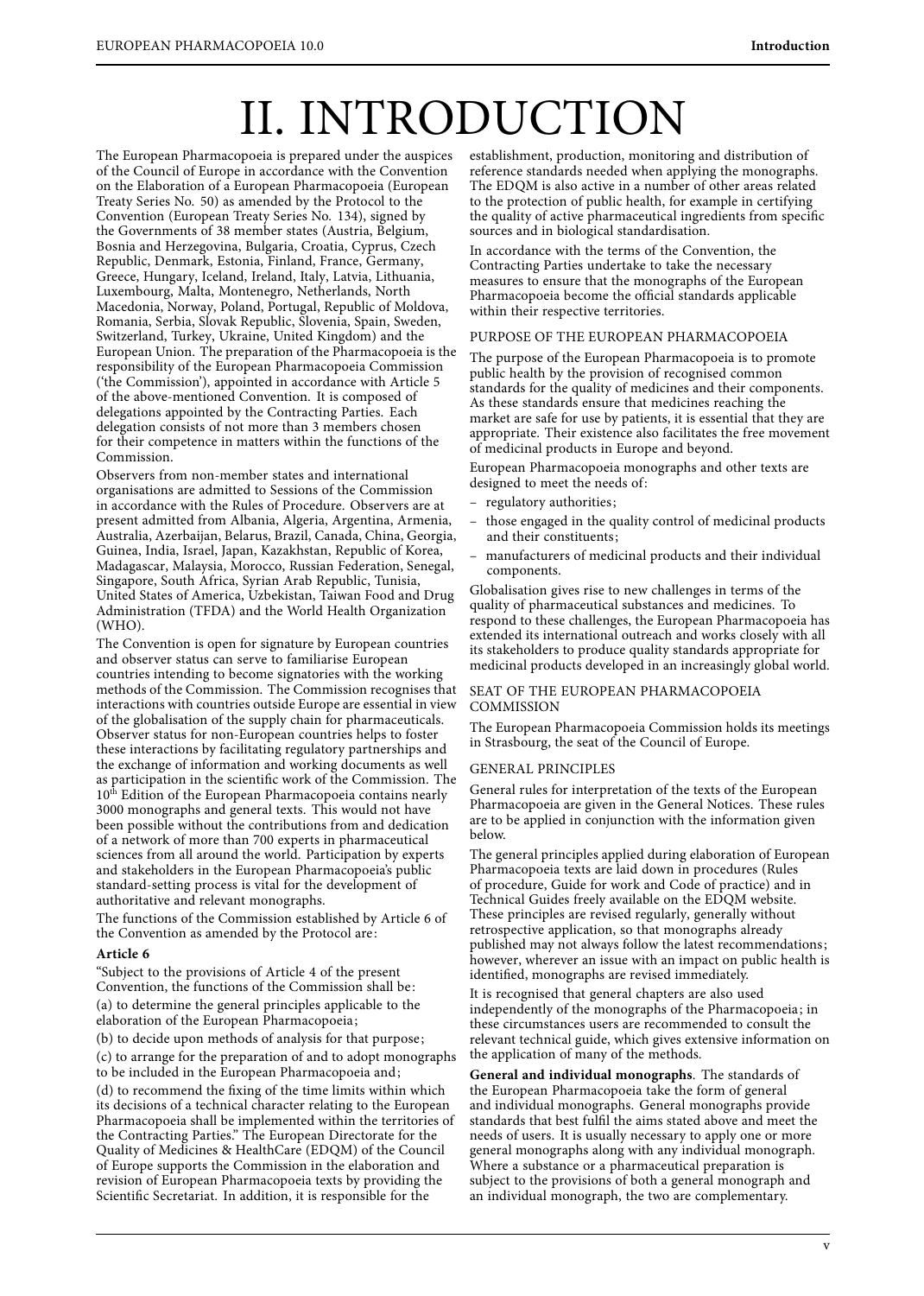# II. INTRODUCTION

The European Pharmacopoeia is prepared under the auspices of the Council of Europe in accordance with the Convention on the Elaboration of a European Pharmacopoeia (European Treaty Series No. 50) as amended by the Protocol to the Convention (European Treaty Series No. 134), signed by the Governments of 38 member states (Austria, Belgium, Bosnia and Herzegovina, Bulgaria, Croatia, Cyprus, Czech Republic, Denmark, Estonia, Finland, France, Germany, Greece, Hungary, Iceland, Ireland, Italy, Latvia, Lithuania, Luxembourg, Malta, Montenegro, Netherlands, North Macedonia, Norway, Poland, Portugal, Republic of Moldova, Romania, Serbia, Slovak Republic, Slovenia, Spain, Sweden, Switzerland, Turkey, Ukraine, United Kingdom) and the European Union. The preparation of the Pharmacopoeia is the responsibility of the European Pharmacopoeia Commission ('the Commission'), appointed in accordance with Article 5 of the above-mentioned Convention. It is composed of delegations appointed by the Contracting Parties. Each delegation consists of not more than 3 members chosen for their competence in matters within the functions of the Commission.

Observers from non-member states and international organisations are admitted to Sessions of the Commission in accordance with the Rules of Procedure. Observers are at present admitted from Albania, Algeria, Argentina, Armenia, Australia, Azerbaijan, Belarus, Brazil, Canada, China, Georgia, Guinea, India, Israel, Japan, Kazakhstan, Republic of Korea, Madagascar, Malaysia, Morocco, Russian Federation, Senegal, Singapore, South Africa, Syrian Arab Republic, Tunisia, United States of America, Uzbekistan, Taiwan Food and Drug Administration (TFDA) and the World Health Organization (WHO).

The Convention is open for signature by European countries and observer status can serve to familiarise European countries intending to become signatories with the working methods of the Commission. The Commission recognises that interactions with countries outside Europe are essential in view of the globalisation of the supply chain for pharmaceuticals. Observer status for non-European countries helps to foster these interactions by facilitating regulatory partnerships and the exchange of information and working documents as well as participation in the scientific work of the Commission. The 10th Edition of the European Pharmacopoeia contains nearly 3000 monographs and general texts. This would not have been possible without the contributions from and dedication of a network of more than 700 experts in pharmaceutical sciences from all around the world. Participation by experts and stakeholders in the European Pharmacopoeia's public standard-setting process is vital for the development of authoritative and relevant monographs.

The functions of the Commission established by Article 6 of the Convention as amended by the Protocol are:

**Article 6**

"Subject to the provisions of Article 4 of the present Convention, the functions of the Commission shall be:

(a) to determine the general principles applicable to the elaboration of the European Pharmacopoeia;

(b) to decide upon methods of analysis for that purpose;

(c) to arrange for the preparation of and to adopt monographs to be included in the European Pharmacopoeia and;

(d) to recommend the fixing of the time limits within which its decisions of a technical character relating to the European Pharmacopoeia shall be implemented within the territories of the Contracting Parties." The European Directorate for the Quality of Medicines & HealthCare (EDQM) of the Council of Europe supports the Commission in the elaboration and revision of European Pharmacopoeia texts by providing the Scientific Secretariat. In addition, it is responsible for the establishment, production, monitoring and distribution of reference standards needed when applying the monographs. The EDQM is also active in a number of other areas related to the protection of public health, for example in certifying the quality of active pharmaceutical ingredients from specific sources and in biological standardisation.

In accordance with the terms of the Convention, the Contracting Parties undertake to take the necessary measures to ensure that the monographs of the European Pharmacopoeia become the official standards applicable within their respective territories.

## PURPOSE OF THE EUROPEAN PHARMACOPOEIA

The purpose of the European Pharmacopoeia is to promote public health by the provision of recognised common standards for the quality of medicines and their components. As these standards ensure that medicines reaching the market are safe for use by patients, it is essential that they are appropriate. Their existence also facilitates the free movement of medicinal products in Europe and beyond.

European Pharmacopoeia monographs and other texts are designed to meet the needs of:

- regulatory authorities;
- those engaged in the quality control of medicinal products and their constituents;
- manufacturers of medicinal products and their individual components.

Globalisation gives rise to new challenges in terms of the quality of pharmaceutical substances and medicines. To respond to these challenges, the European Pharmacopoeia has extended its international outreach and works closely with all its stakeholders to produce quality standards appropriate for medicinal products developed in an increasingly global world.

## SEAT OF THE EUROPEAN PHARMACOPOEIA COMMISSION

The European Pharmacopoeia Commission holds its meetings in Strasbourg, the seat of the Council of Europe.

## GENERAL PRINCIPLES

General rules for interpretation of the texts of the European Pharmacopoeia are given in the General Notices. These rules are to be applied in conjunction with the information given below.

The general principles applied during elaboration of European Pharmacopoeia texts are laid down in procedures (Rules of procedure, Guide for work and Code of practice) and in Technical Guides freely available on the EDQM website. These principles are revised regularly, generally without retrospective application, so that monographs already published may not always follow the latest recommendations; however, wherever an issue with an impact on public health is identified, monographs are revised immediately.

It is recognised that general chapters are also used independently of the monographs of the Pharmacopoeia; in these circumstances users are recommended to consult the relevant technical guide, which gives extensive information on the application of many of the methods.

**General and individual monographs**. The standards of the European Pharmacopoeia take the form of general and individual monographs. General monographs provide standards that best fulfil the aims stated above and meet the needs of users. It is usually necessary to apply one or more general monographs along with any individual monograph. Where a substance or a pharmaceutical preparation is subject to the provisions of both a general monograph and an individual monograph, the two are complementary.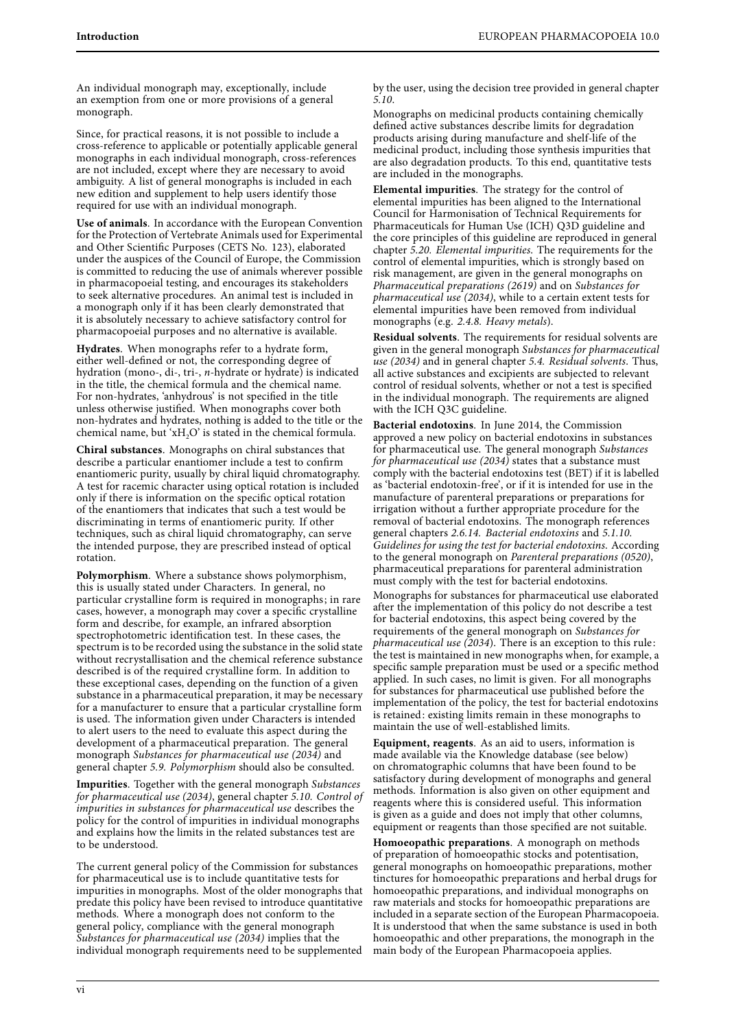An individual monograph may, exceptionally, include an exemption from one or more provisions of a general monograph.

Since, for practical reasons, it is not possible to include a cross-reference to applicable or potentially applicable general monographs in each individual monograph, cross-references are not included, except where they are necessary to avoid ambiguity. A list of general monographs is included in each new edition and supplement to help users identify those required for use with an individual monograph.

**Use of animals**. In accordance with the European Convention for the Protection of Vertebrate Animals used for Experimental and Other Scientific Purposes (CETS No. 123), elaborated under the auspices of the Council of Europe, the Commission is committed to reducing the use of animals wherever possible in pharmacopoeial testing, and encourages its stakeholders to seek alternative procedures. An animal test is included in a monograph only if it has been clearly demonstrated that it is absolutely necessary to achieve satisfactory control for pharmacopoeial purposes and no alternative is available.

**Hydrates**. When monographs refer to a hydrate form, either well-defined or not, the corresponding degree of hydration (mono-, di-, tri-, *n*-hydrate or hydrate) is indicated in the title, the chemical formula and the chemical name. For non-hydrates, 'anhydrous' is not specified in the title unless otherwise justified. When monographs cover both non-hydrates and hydrates, nothing is added to the title or the chemical name, but '$xH_2O$' is stated in the chemical formula.

**Chiral substances**. Monographs on chiral substances that describe a particular enantiomer include a test to confirm enantiomeric purity, usually by chiral liquid chromatography. A test for racemic character using optical rotation is included only if there is information on the specific optical rotation of the enantiomers that indicates that such a test would be discriminating in terms of enantiomeric purity. If other techniques, such as chiral liquid chromatography, can serve the intended purpose, they are prescribed instead of optical rotation.

**Polymorphism**. Where a substance shows polymorphism, this is usually stated under Characters. In general, no particular crystalline form is required in monographs; in rare cases, however, a monograph may cover a specific crystalline form and describe, for example, an infrared absorption spectrophotometric identification test. In these cases, the spectrum is to be recorded using the substance in the solid state without recrystallisation and the chemical reference substance described is of the required crystalline form. In addition to these exceptional cases, depending on the function of a given substance in a pharmaceutical preparation, it may be necessary for a manufacturer to ensure that a particular crystalline form is used. The information given under Characters is intended to alert users to the need to evaluate this aspect during the development of a pharmaceutical preparation. The general monograph *Substances for pharmaceutical use (2034)* and general chapter *5.9. Polymorphism* should also be consulted.

**Impurities**. Together with the general monograph *Substances for pharmaceutical use (2034)*, general chapter *5.10. Control of impurities in substances for pharmaceutical use* describes the policy for the control of impurities in individual monographs and explains how the limits in the related substances test are to be understood.

The current general policy of the Commission for substances for pharmaceutical use is to include quantitative tests for impurities in monographs. Most of the older monographs that predate this policy have been revised to introduce quantitative methods. Where a monograph does not conform to the general policy, compliance with the general monograph *Substances for pharmaceutical use (2034)* implies that the individual monograph requirements need to be supplemented by the user, using the decision tree provided in general chapter *5.10*.

Monographs on medicinal products containing chemically defined active substances describe limits for degradation products arising during manufacture and shelf-life of the medicinal product, including those synthesis impurities that are also degradation products. To this end, quantitative tests are included in the monographs.

**Elemental impurities**. The strategy for the control of elemental impurities has been aligned to the International Council for Harmonisation of Technical Requirements for Pharmaceuticals for Human Use (ICH) Q3D guideline and the core principles of this guideline are reproduced in general chapter *5.20. Elemental impurities*. The requirements for the control of elemental impurities, which is strongly based on risk management, are given in the general monographs on *Pharmaceutical preparations (2619)* and on *Substances for pharmaceutical use (2034)*, while to a certain extent tests for elemental impurities have been removed from individual monographs (e.g. *2.4.8. Heavy metals*).

**Residual solvents**. The requirements for residual solvents are given in the general monograph *Substances for pharmaceutical use (2034)* and in general chapter *5.4. Residual solvents*. Thus, all active substances and excipients are subjected to relevant control of residual solvents, whether or not a test is specified in the individual monograph. The requirements are aligned with the ICH Q3C guideline.

**Bacterial endotoxins**. In June 2014, the Commission approved a new policy on bacterial endotoxins in substances for pharmaceutical use. The general monograph *Substances for pharmaceutical use (2034)* states that a substance must comply with the bacterial endotoxins test (BET) if it is labelled as 'bacterial endotoxin-free', or if it is intended for use in the manufacture of parenteral preparations or preparations for irrigation without a further appropriate procedure for the removal of bacterial endotoxins. The monograph references general chapters *2.6.14. Bacterial endotoxins* and *5.1.10. Guidelines for using the test for bacterial endotoxins*. According to the general monograph on *Parenteral preparations (0520)*, pharmaceutical preparations for parenteral administration must comply with the test for bacterial endotoxins.

Monographs for substances for pharmaceutical use elaborated after the implementation of this policy do not describe a test for bacterial endotoxins, this aspect being covered by the requirements of the general monograph on *Substances for pharmaceutical use (2034)*. There is an exception to this rule: the test is maintained in new monographs when, for example, a specific sample preparation must be used or a specific method applied. In such cases, no limit is given. For all monographs for substances for pharmaceutical use published before the implementation of the policy, the test for bacterial endotoxins is retained: existing limits remain in these monographs to maintain the use of well-established limits.

**Equipment, reagents**. As an aid to users, information is made available via the Knowledge database (see below) on chromatographic columns that have been found to be satisfactory during development of monographs and general methods. Information is also given on other equipment and reagents where this is considered useful. This information is given as a guide and does not imply that other columns, equipment or reagents than those specified are not suitable.

**Homoeopathic preparations**. A monograph on methods of preparation of homoeopathic stocks and potentisation, general monographs on homoeopathic preparations, mother tinctures for homoeopathic preparations and herbal drugs for homoeopathic preparations, and individual monographs on raw materials and stocks for homoeopathic preparations are included in a separate section of the European Pharmacopoeia. It is understood that when the same substance is used in both homoeopathic and other preparations, the monograph in the main body of the European Pharmacopoeia applies.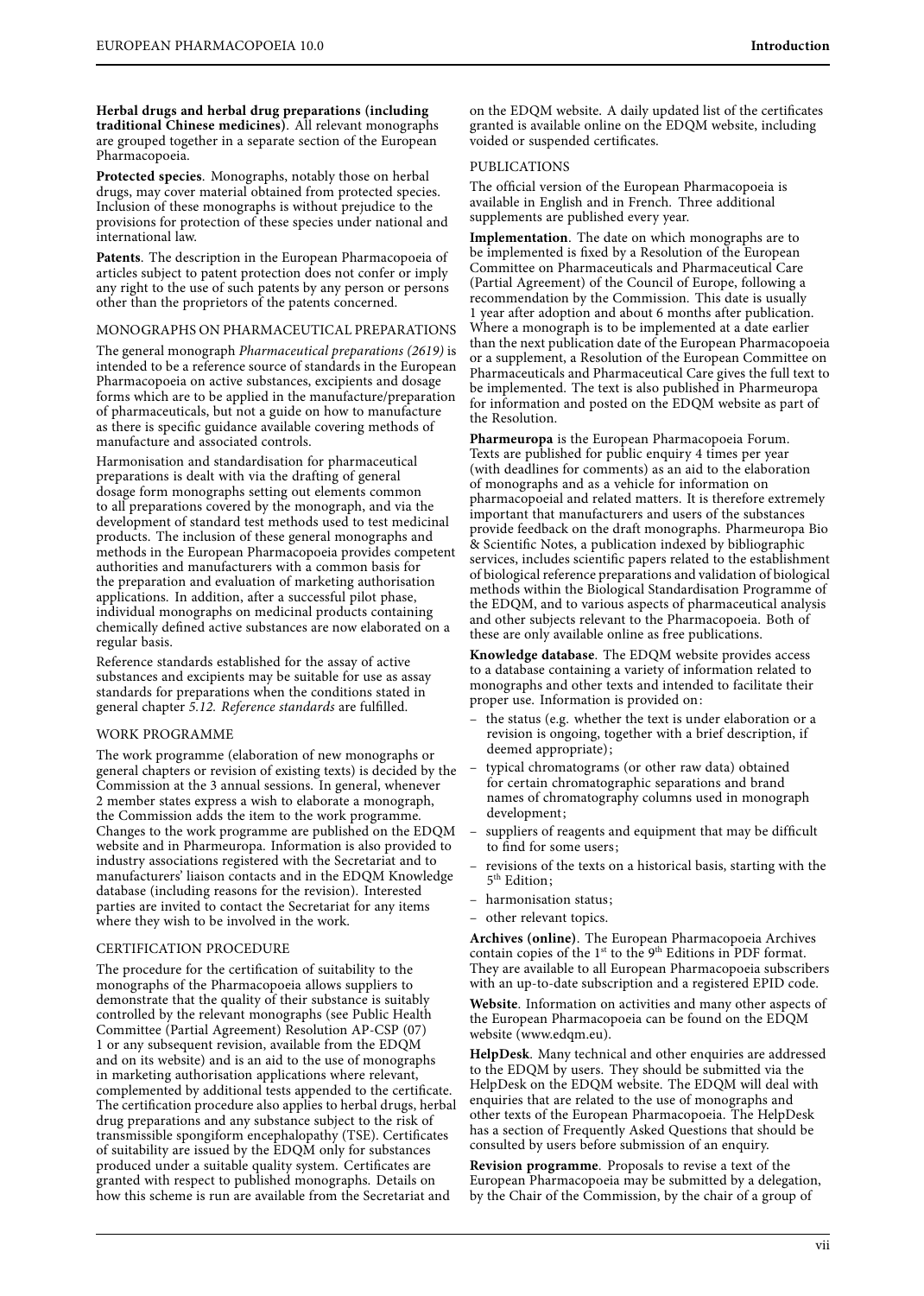**Herbal drugs and herbal drug preparations (including traditional Chinese medicines)**. All relevant monographs are grouped together in a separate section of the European Pharmacopoeia.

**Protected species**. Monographs, notably those on herbal drugs, may cover material obtained from protected species. Inclusion of these monographs is without prejudice to the provisions for protection of these species under national and international law.

**Patents**. The description in the European Pharmacopoeia of articles subject to patent protection does not confer or imply any right to the use of such patents by any person or persons other than the proprietors of the patents concerned.

## MONOGRAPHS ON PHARMACEUTICAL PREPARATIONS

The general monograph *Pharmaceutical preparations (2619)* is intended to be a reference source of standards in the European Pharmacopoeia on active substances, excipients and dosage forms which are to be applied in the manufacture/preparation of pharmaceuticals, but not a guide on how to manufacture as there is specific guidance available covering methods of manufacture and associated controls.

Harmonisation and standardisation for pharmaceutical preparations is dealt with via the drafting of general dosage form monographs setting out elements common to all preparations covered by the monograph, and via the development of standard test methods used to test medicinal products. The inclusion of these general monographs and methods in the European Pharmacopoeia provides competent authorities and manufacturers with a common basis for the preparation and evaluation of marketing authorisation applications. In addition, after a successful pilot phase, individual monographs on medicinal products containing chemically defined active substances are now elaborated on a regular basis.

Reference standards established for the assay of active substances and excipients may be suitable for use as assay standards for preparations when the conditions stated in general chapter *5.12. Reference standards* are fulfilled.

## WORK PROGRAMME

The work programme (elaboration of new monographs or general chapters or revision of existing texts) is decided by the Commission at the 3 annual sessions. In general, whenever 2 member states express a wish to elaborate a monograph, the Commission adds the item to the work programme. Changes to the work programme are published on the EDQM website and in Pharmeuropa. Information is also provided to industry associations registered with the Secretariat and to manufacturers' liaison contacts and in the EDQM Knowledge database (including reasons for the revision). Interested parties are invited to contact the Secretariat for any items where they wish to be involved in the work.

## CERTIFICATION PROCEDURE

The procedure for the certification of suitability to the monographs of the Pharmacopoeia allows suppliers to demonstrate that the quality of their substance is suitably controlled by the relevant monographs (see Public Health Committee (Partial Agreement) Resolution AP-CSP (07) 1 or any subsequent revision, available from the EDQM and on its website) and is an aid to the use of monographs in marketing authorisation applications where relevant, complemented by additional tests appended to the certificate. The certification procedure also applies to herbal drugs, herbal drug preparations and any substance subject to the risk of transmissible spongiform encephalopathy (TSE). Certificates of suitability are issued by the EDQM only for substances produced under a suitable quality system. Certificates are granted with respect to published monographs. Details on how this scheme is run are available from the Secretariat and on the EDQM website. A daily updated list of the certificates granted is available online on the EDQM website, including voided or suspended certificates.

## PUBLICATIONS

The official version of the European Pharmacopoeia is available in English and in French. Three additional supplements are published every year.

**Implementation**. The date on which monographs are to be implemented is fixed by a Resolution of the European Committee on Pharmaceuticals and Pharmaceutical Care (Partial Agreement) of the Council of Europe, following a recommendation by the Commission. This date is usually 1 year after adoption and about 6 months after publication. Where a monograph is to be implemented at a date earlier than the next publication date of the European Pharmacopoeia or a supplement, a Resolution of the European Committee on Pharmaceuticals and Pharmaceutical Care gives the full text to be implemented. The text is also published in Pharmeuropa for information and posted on the EDQM website as part of the Resolution.

**Pharmeuropa** is the European Pharmacopoeia Forum. Texts are published for public enquiry 4 times per year (with deadlines for comments) as an aid to the elaboration of monographs and as a vehicle for information on pharmacopoeial and related matters. It is therefore extremely important that manufacturers and users of the substances provide feedback on the draft monographs. Pharmeuropa Bio & Scientific Notes, a publication indexed by bibliographic services, includes scientific papers related to the establishment of biological reference preparations and validation of biological methods within the Biological Standardisation Programme of the EDQM, and to various aspects of pharmaceutical analysis and other subjects relevant to the Pharmacopoeia. Both of these are only available online as free publications.

**Knowledge database**. The EDQM website provides access to a database containing a variety of information related to monographs and other texts and intended to facilitate their proper use. Information is provided on :

- the status (e.g. whether the text is under elaboration or a revision is ongoing, together with a brief description, if deemed appropriate) ;
- typical chromatograms (or other raw data) obtained for certain chromatographic separations and brand names of chromatography columns used in monograph development ;
- suppliers of reagents and equipment that may be difficult to find for some users ;
- revisions of the texts on a historical basis, starting with the 5th Edition ;
- harmonisation status ;
- other relevant topics.

**Archives (online)**. The European Pharmacopoeia Archives contain copies of the 1st to the 9th Editions in PDF format. They are available to all European Pharmacopoeia subscribers with an up-to-date subscription and a registered EPID code.

**Website**. Information on activities and many other aspects of the European Pharmacopoeia can be found on the EDQM website (www.edqm.eu).

**HelpDesk**. Many technical and other enquiries are addressed to the EDQM by users. They should be submitted via the HelpDesk on the EDQM website. The EDQM will deal with enquiries that are related to the use of monographs and other texts of the European Pharmacopoeia. The HelpDesk has a section of Frequently Asked Questions that should be consulted by users before submission of an enquiry.

**Revision programme**. Proposals to revise a text of the European Pharmacopoeia may be submitted by a delegation, by the Chair of the Commission, by the chair of a group of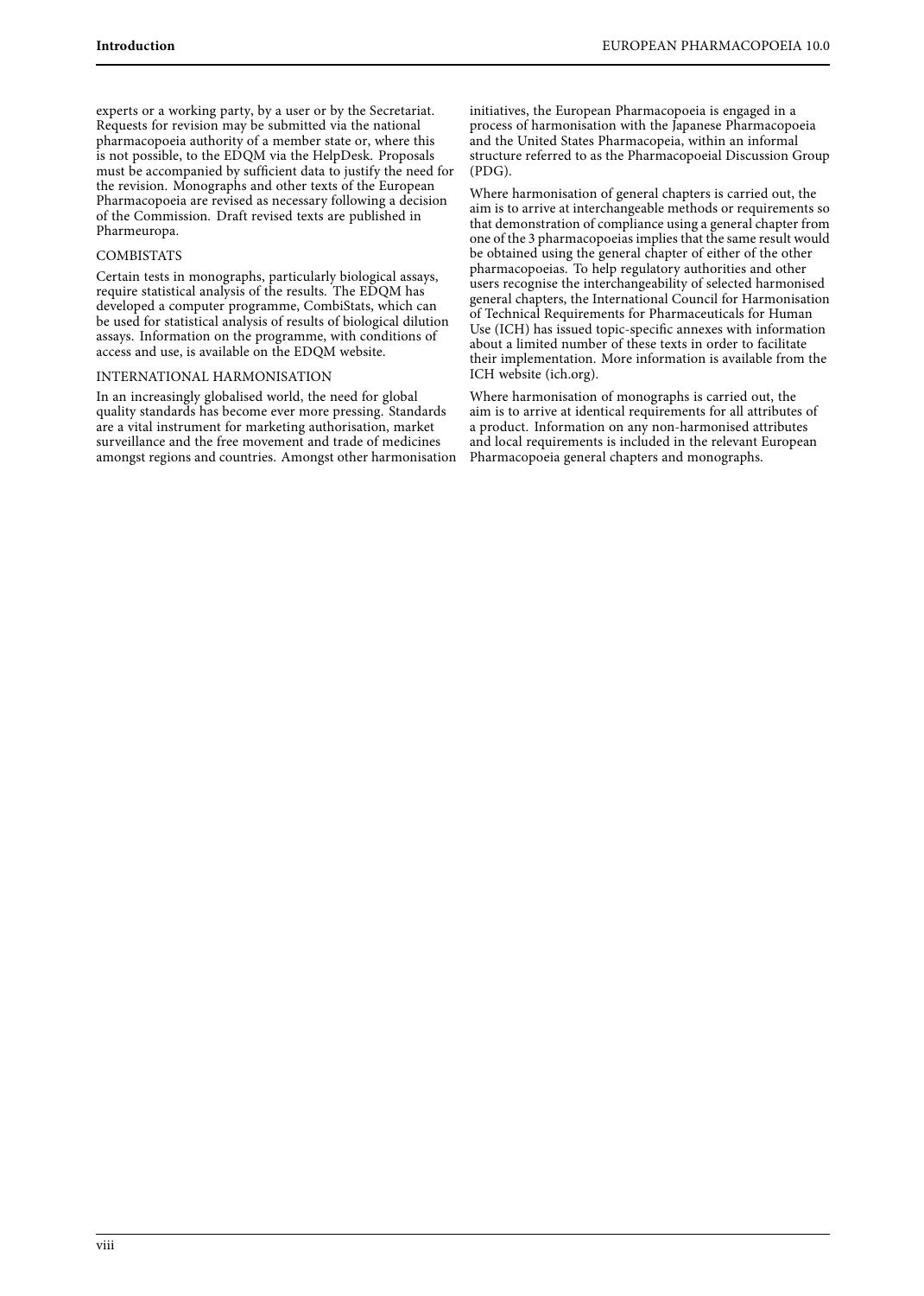experts or a working party, by a user or by the Secretariat. Requests for revision may be submitted via the national pharmacopoeia authority of a member state or, where this is not possible, to the EDQM via the HelpDesk. Proposals must be accompanied by sufficient data to justify the need for the revision. Monographs and other texts of the European Pharmacopoeia are revised as necessary following a decision of the Commission. Draft revised texts are published in Pharmeuropa.

### COMBISTATS

Certain tests in monographs, particularly biological assays, require statistical analysis of the results. The EDQM has developed a computer programme, CombiStats, which can be used for statistical analysis of results of biological dilution assays. Information on the programme, with conditions of access and use, is available on the EDQM website.

### INTERNATIONAL HARMONISATION

In an increasingly globalised world, the need for global quality standards has become ever more pressing. Standards are a vital instrument for marketing authorisation, market surveillance and the free movement and trade of medicines amongst regions and countries. Amongst other harmonisation initiatives, the European Pharmacopoeia is engaged in a process of harmonisation with the Japanese Pharmacopoeia and the United States Pharmacopeia, within an informal structure referred to as the Pharmacopoeial Discussion Group (PDG).

Where harmonisation of general chapters is carried out, the aim is to arrive at interchangeable methods or requirements so that demonstration of compliance using a general chapter from one of the 3 pharmacopoeias implies that the same result would be obtained using the general chapter of either of the other pharmacopoeias. To help regulatory authorities and other users recognise the interchangeability of selected harmonised general chapters, the International Council for Harmonisation of Technical Requirements for Pharmaceuticals for Human Use (ICH) has issued topic-specific annexes with information about a limited number of these texts in order to facilitate their implementation. More information is available from the ICH website (ich.org).

Where harmonisation of monographs is carried out, the aim is to arrive at identical requirements for all attributes of a product. Information on any non-harmonised attributes and local requirements is included in the relevant European Pharmacopoeia general chapters and monographs.